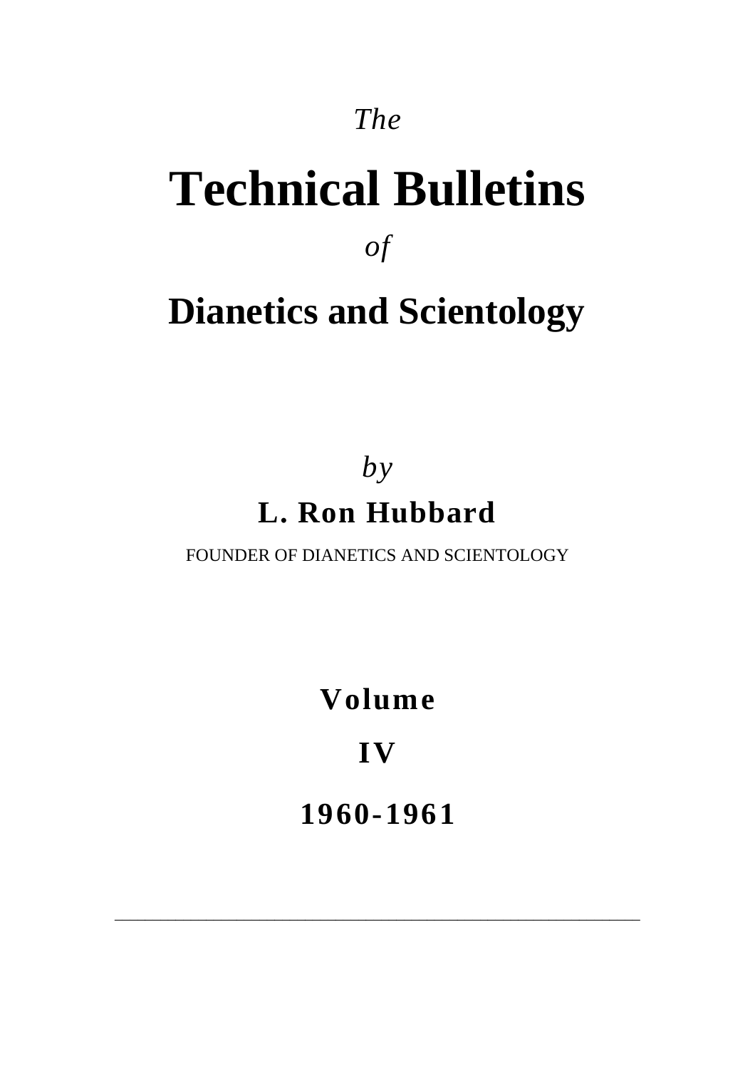*The*

# Technical Bulletins

*of*

## Dianetics and Scientology

*by*

**L. Ron Hubbard**

FOUNDER OF DIANETICS AND SCIENTOLOGY

**Volume**

**IV**

**1960-1961**

---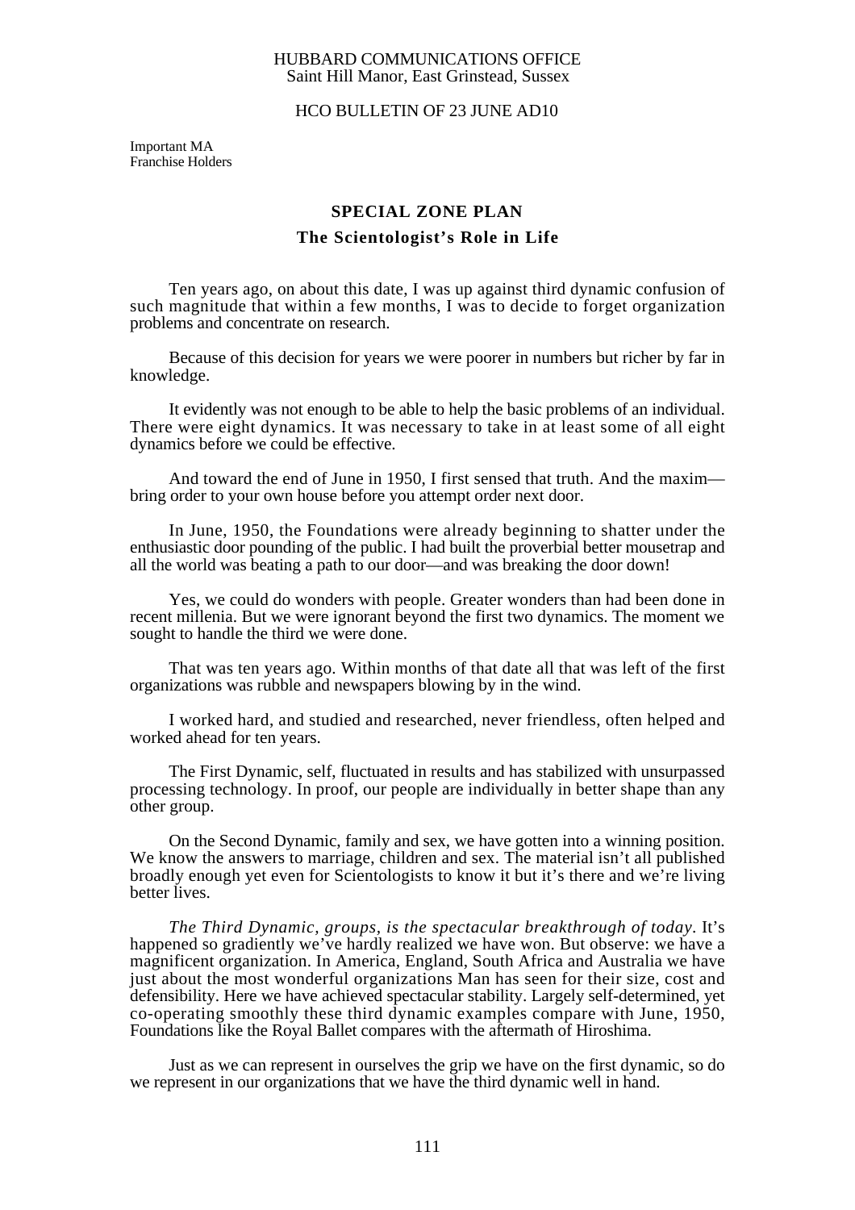HUBBARD COMMUNICATIONS OFFICE
Saint Hill Manor, East Grinstead, Sussex

HCO BULLETIN OF 23 JUNE AD10

Important MA
Franchise Holders

## SPECIAL ZONE PLAN

### The Scientologist's Role in Life

Ten years ago, on about this date, I was up against third dynamic confusion of such magnitude that within a few months, I was to decide to forget organization problems and concentrate on research.

Because of this decision for years we were poorer in numbers but richer by far in knowledge.

It evidently was not enough to be able to help the basic problems of an individual. There were eight dynamics. It was necessary to take in at least some of all eight dynamics before we could be effective.

And toward the end of June in 1950, I first sensed that truth. And the maxim—bring order to your own house before you attempt order next door.

In June, 1950, the Foundations were already beginning to shatter under the enthusiastic door pounding of the public. I had built the proverbial better mousetrap and all the world was beating a path to our door—and was breaking the door down!

Yes, we could do wonders with people. Greater wonders than had been done in recent millenia. But we were ignorant beyond the first two dynamics. The moment we sought to handle the third we were done.

That was ten years ago. Within months of that date all that was left of the first organizations was rubble and newspapers blowing by in the wind.

I worked hard, and studied and researched, never friendless, often helped and worked ahead for ten years.

The First Dynamic, self, fluctuated in results and has stabilized with unsurpassed processing technology. In proof, our people are individually in better shape than any other group.

On the Second Dynamic, family and sex, we have gotten into a winning position. We know the answers to marriage, children and sex. The material isn't all published broadly enough yet even for Scientologists to know it but it's there and we're living better lives.

*The Third Dynamic, groups, is the spectacular breakthrough of today*. It's happened so gradiently we've hardly realized we have won. But observe: we have a magnificent organization. In America, England, South Africa and Australia we have just about the most wonderful organizations Man has seen for their size, cost and defensibility. Here we have achieved spectacular stability. Largely self-determined, yet co-operating smoothly these third dynamic examples compare with June, 1950, Foundations like the Royal Ballet compares with the aftermath of Hiroshima.

Just as we can represent in ourselves the grip we have on the first dynamic, so do we represent in our organizations that we have the third dynamic well in hand.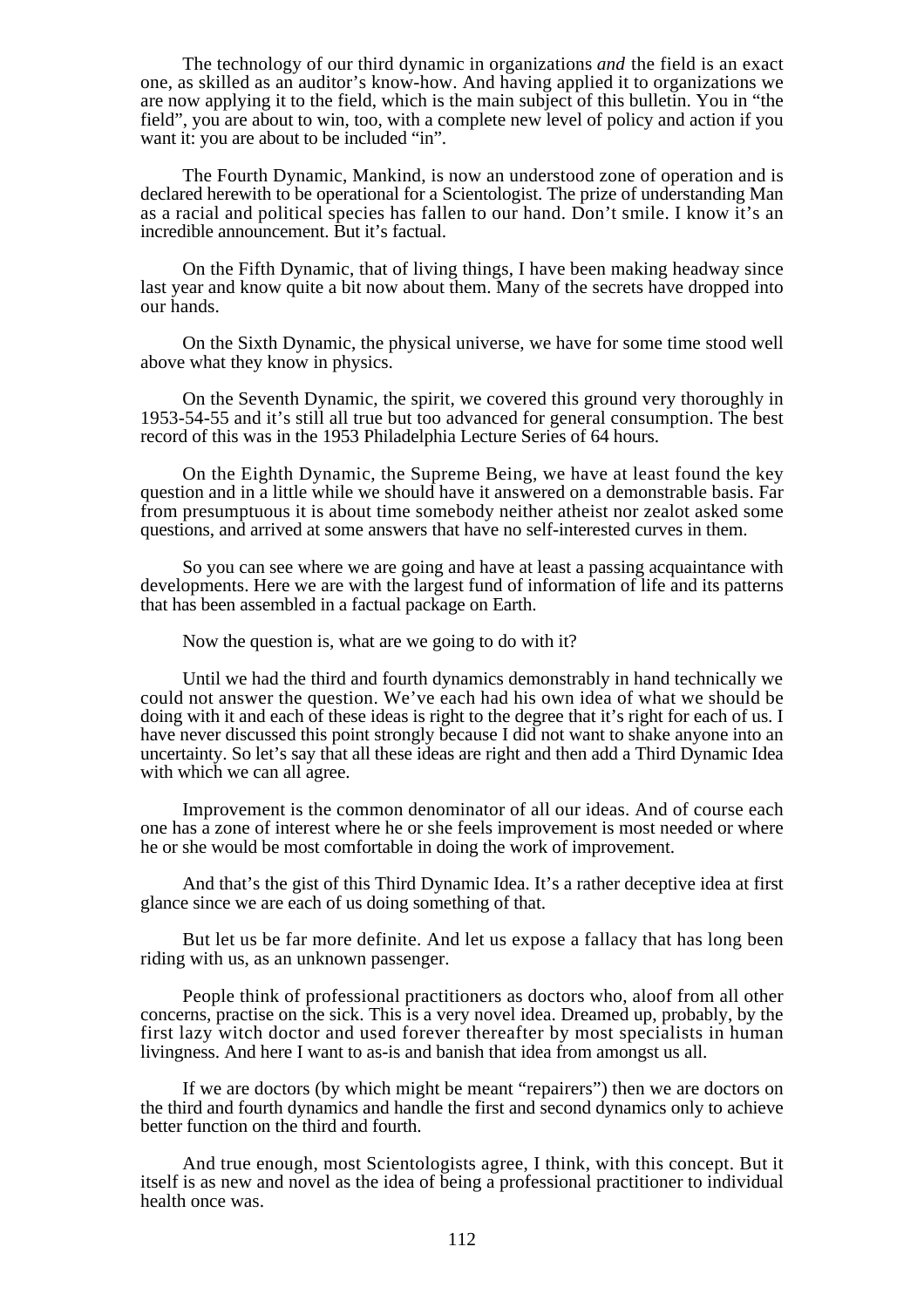The technology of our third dynamic in organizations *and* the field is an exact one, as skilled as an auditor's know-how. And having applied it to organizations we are now applying it to the field, which is the main subject of this bulletin. You in "the field", you are about to win, too, with a complete new level of policy and action if you want it: you are about to be included "in".

The Fourth Dynamic, Mankind, is now an understood zone of operation and is declared herewith to be operational for a Scientologist. The prize of understanding Man as a racial and political species has fallen to our hand. Don't smile. I know it's an incredible announcement. But it's factual.

On the Fifth Dynamic, that of living things, I have been making headway since last year and know quite a bit now about them. Many of the secrets have dropped into our hands.

On the Sixth Dynamic, the physical universe, we have for some time stood well above what they know in physics.

On the Seventh Dynamic, the spirit, we covered this ground very thoroughly in 1953-54-55 and it's still all true but too advanced for general consumption. The best record of this was in the 1953 Philadelphia Lecture Series of 64 hours.

On the Eighth Dynamic, the Supreme Being, we have at least found the key question and in a little while we should have it answered on a demonstrable basis. Far from presumptuous it is about time somebody neither atheist nor zealot asked some questions, and arrived at some answers that have no self-interested curves in them.

So you can see where we are going and have at least a passing acquaintance with developments. Here we are with the largest fund of information of life and its patterns that has been assembled in a factual package on Earth.

Now the question is, what are we going to do with it?

Until we had the third and fourth dynamics demonstrably in hand technically we could not answer the question. We've each had his own idea of what we should be doing with it and each of these ideas is right to the degree that it's right for each of us. I have never discussed this point strongly because I did not want to shake anyone into an uncertainty. So let's say that all these ideas are right and then add a Third Dynamic Idea with which we can all agree.

Improvement is the common denominator of all our ideas. And of course each one has a zone of interest where he or she feels improvement is most needed or where he or she would be most comfortable in doing the work of improvement.

And that's the gist of this Third Dynamic Idea. It's a rather deceptive idea at first glance since we are each of us doing something of that.

But let us be far more definite. And let us expose a fallacy that has long been riding with us, as an unknown passenger.

People think of professional practitioners as doctors who, aloof from all other concerns, practise on the sick. This is a very novel idea. Dreamed up, probably, by the first lazy witch doctor and used forever thereafter by most specialists in human livingness. And here I want to as-is and banish that idea from amongst us all.

If we are doctors (by which might be meant "repairers") then we are doctors on the third and fourth dynamics and handle the first and second dynamics only to achieve better function on the third and fourth.

And true enough, most Scientologists agree, I think, with this concept. But it itself is as new and novel as the idea of being a professional practitioner to individual health once was.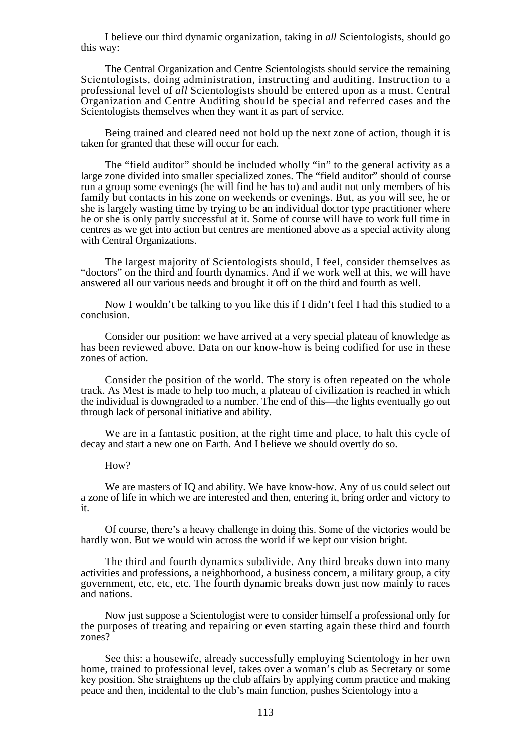I believe our third dynamic organization, taking in *all* Scientologists, should go this way:

The Central Organization and Centre Scientologists should service the remaining Scientologists, doing administration, instructing and auditing. Instruction to a professional level of *all* Scientologists should be entered upon as a must. Central Organization and Centre Auditing should be special and referred cases and the Scientologists themselves when they want it as part of service.

Being trained and cleared need not hold up the next zone of action, though it is taken for granted that these will occur for each.

The "field auditor" should be included wholly "in" to the general activity as a large zone divided into smaller specialized zones. The "field auditor" should of course run a group some evenings (he will find he has to) and audit not only members of his family but contacts in his zone on weekends or evenings. But, as you will see, he or she is largely wasting time by trying to be an individual doctor type practitioner where he or she is only partly successful at it. Some of course will have to work full time in centres as we get into action but centres are mentioned above as a special activity along with Central Organizations.

The largest majority of Scientologists should, I feel, consider themselves as "doctors" on the third and fourth dynamics. And if we work well at this, we will have answered all our various needs and brought it off on the third and fourth as well.

Now I wouldn't be talking to you like this if I didn't feel I had this studied to a conclusion.

Consider our position: we have arrived at a very special plateau of knowledge as has been reviewed above. Data on our know-how is being codified for use in these zones of action.

Consider the position of the world. The story is often repeated on the whole track. As Mest is made to help too much, a plateau of civilization is reached in which the individual is downgraded to a number. The end of this—the lights eventually go out through lack of personal initiative and ability.

We are in a fantastic position, at the right time and place, to halt this cycle of decay and start a new one on Earth. And I believe we should overtly do so.

How?

We are masters of IQ and ability. We have know-how. Any of us could select out a zone of life in which we are interested and then, entering it, bring order and victory to it.

Of course, there's a heavy challenge in doing this. Some of the victories would be hardly won. But we would win across the world if we kept our vision bright.

The third and fourth dynamics subdivide. Any third breaks down into many activities and professions, a neighborhood, a business concern, a military group, a city government, etc, etc, etc. The fourth dynamic breaks down just now mainly to races and nations.

Now just suppose a Scientologist were to consider himself a professional only for the purposes of treating and repairing or even starting again these third and fourth zones?

See this: a housewife, already successfully employing Scientology in her own home, trained to professional level, takes over a woman's club as Secretary or some key position. She straightens up the club affairs by applying comm practice and making peace and then, incidental to the club's main function, pushes Scientology into a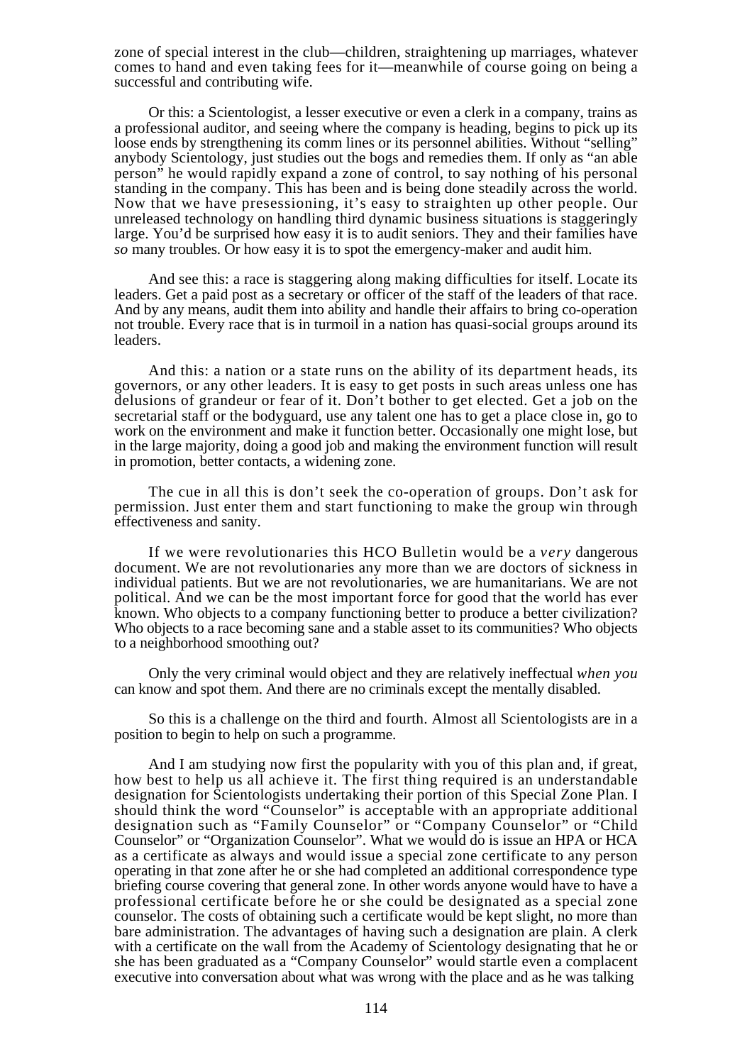zone of special interest in the club—children, straightening up marriages, whatever comes to hand and even taking fees for it—meanwhile of course going on being a successful and contributing wife.

Or this: a Scientologist, a lesser executive or even a clerk in a company, trains as a professional auditor, and seeing where the company is heading, begins to pick up its loose ends by strengthening its comm lines or its personnel abilities. Without "selling" anybody Scientology, just studies out the bogs and remedies them. If only as "an able person" he would rapidly expand a zone of control, to say nothing of his personal standing in the company. This has been and is being done steadily across the world. Now that we have presessioning, it's easy to straighten up other people. Our unreleased technology on handling third dynamic business situations is staggeringly large. You'd be surprised how easy it is to audit seniors. They and their families have *so* many troubles. Or how easy it is to spot the emergency-maker and audit him.

And see this: a race is staggering along making difficulties for itself. Locate its leaders. Get a paid post as a secretary or officer of the staff of the leaders of that race. And by any means, audit them into ability and handle their affairs to bring co-operation not trouble. Every race that is in turmoil in a nation has quasi-social groups around its leaders.

And this: a nation or a state runs on the ability of its department heads, its governors, or any other leaders. It is easy to get posts in such areas unless one has delusions of grandeur or fear of it. Don't bother to get elected. Get a job on the secretarial staff or the bodyguard, use any talent one has to get a place close in, go to work on the environment and make it function better. Occasionally one might lose, but in the large majority, doing a good job and making the environment function will result in promotion, better contacts, a widening zone.

The cue in all this is don't seek the co-operation of groups. Don't ask for permission. Just enter them and start functioning to make the group win through effectiveness and sanity.

If we were revolutionaries this HCO Bulletin would be a *very* dangerous document. We are not revolutionaries any more than we are doctors of sickness in individual patients. But we are not revolutionaries, we are humanitarians. We are not political. And we can be the most important force for good that the world has ever known. Who objects to a company functioning better to produce a better civilization? Who objects to a race becoming sane and a stable asset to its communities? Who objects to a neighborhood smoothing out?

Only the very criminal would object and they are relatively ineffectual *when you* can know and spot them. And there are no criminals except the mentally disabled.

So this is a challenge on the third and fourth. Almost all Scientologists are in a position to begin to help on such a programme.

And I am studying now first the popularity with you of this plan and, if great, how best to help us all achieve it. The first thing required is an understandable designation for Scientologists undertaking their portion of this Special Zone Plan. I should think the word "Counselor" is acceptable with an appropriate additional designation such as "Family Counselor" or "Company Counselor" or "Child Counselor" or "Organization Counselor". What we would do is issue an HPA or HCA as a certificate as always and would issue a special zone certificate to any person operating in that zone after he or she had completed an additional correspondence type briefing course covering that general zone. In other words anyone would have to have a professional certificate before he or she could be designated as a special zone counselor. The costs of obtaining such a certificate would be kept slight, no more than bare administration. The advantages of having such a designation are plain. A clerk with a certificate on the wall from the Academy of Scientology designating that he or she has been graduated as a "Company Counselor" would startle even a complacent executive into conversation about what was wrong with the place and as he was talking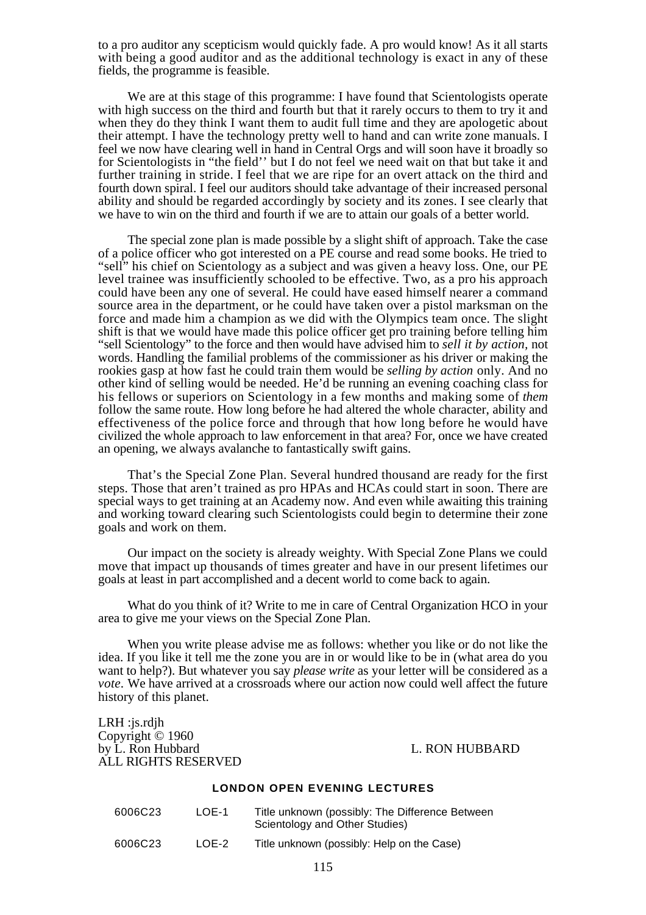to a pro auditor any scepticism would quickly fade. A pro would know! As it all starts with being a good auditor and as the additional technology is exact in any of these fields, the programme is feasible.

We are at this stage of this programme: I have found that Scientologists operate with high success on the third and fourth but that it rarely occurs to them to try it and when they do they think I want them to audit full time and they are apologetic about their attempt. I have the technology pretty well to hand and can write zone manuals. I feel we now have clearing well in hand in Central Orgs and will soon have it broadly so for Scientologists in "the field'' but I do not feel we need wait on that but take it and further training in stride. I feel that we are ripe for an overt attack on the third and fourth down spiral. I feel our auditors should take advantage of their increased personal ability and should be regarded accordingly by society and its zones. I see clearly that we have to win on the third and fourth if we are to attain our goals of a better world.

The special zone plan is made possible by a slight shift of approach. Take the case of a police officer who got interested on a PE course and read some books. He tried to "sell" his chief on Scientology as a subject and was given a heavy loss. One, our PE level trainee was insufficiently schooled to be effective. Two, as a pro his approach could have been any one of several. He could have eased himself nearer a command source area in the department, or he could have taken over a pistol marksman on the force and made him a champion as we did with the Olympics team once. The slight shift is that we would have made this police officer get pro training before telling him "sell Scientology" to the force and then would have advised him to *sell it by action,* not words. Handling the familial problems of the commissioner as his driver or making the rookies gasp at how fast he could train them would be *selling by action* only. And no other kind of selling would be needed. He'd be running an evening coaching class for his fellows or superiors on Scientology in a few months and making some of *them* follow the same route. How long before he had altered the whole character, ability and effectiveness of the police force and through that how long before he would have civilized the whole approach to law enforcement in that area? For, once we have created an opening, we always avalanche to fantastically swift gains.

That's the Special Zone Plan. Several hundred thousand are ready for the first steps. Those that aren't trained as pro HPAs and HCAs could start in soon. There are special ways to get training at an Academy now. And even while awaiting this training and working toward clearing such Scientologists could begin to determine their zone goals and work on them.

Our impact on the society is already weighty. With Special Zone Plans we could move that impact up thousands of times greater and have in our present lifetimes our goals at least in part accomplished and a decent world to come back to again.

What do you think of it? Write to me in care of Central Organization HCO in your area to give me your views on the Special Zone Plan.

When you write please advise me as follows: whether you like or do not like the idea. If you like it tell me the zone you are in or would like to be in (what area do you want to help?). But whatever you say *please write* as your letter will be considered as a *vote*. We have arrived at a crossroads where our action now could well affect the future history of this planet.

LRH :js.rdjh
Copyright © 1960
by L. Ron Hubbard
ALL RIGHTS RESERVED

L. RON HUBBARD

**LONDON OPEN EVENING LECTURES**

| | | |
|---|---|---|
| 6006C23 | LOE-1 | Title unknown (possibly: The Difference Between Scientology and Other Studies) |
| 6006C23 | LOE-2 | Title unknown (possibly: Help on the Case) |